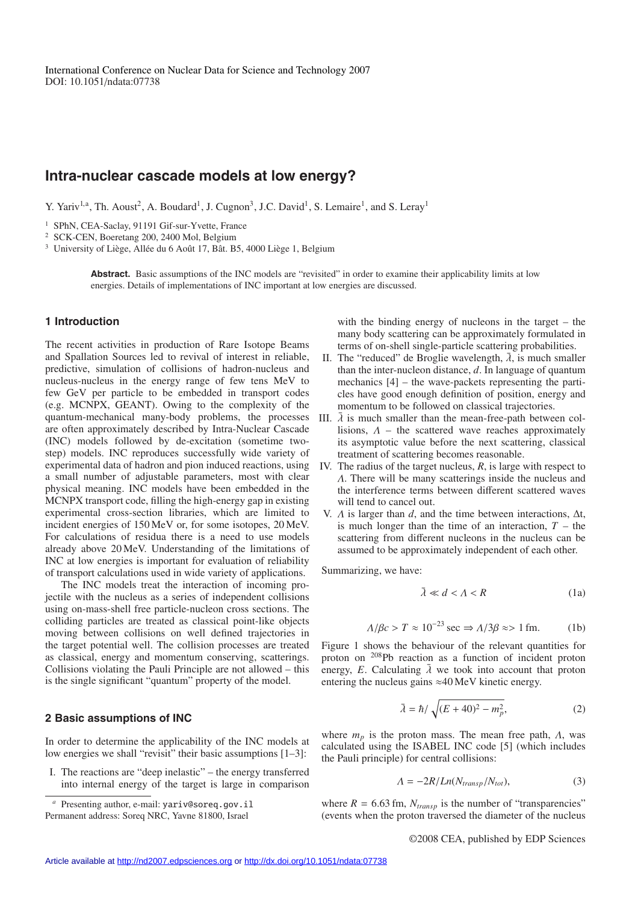International Conference on Nuclear Data for Science and Technology 2007
DOI: 10.1051/ndata:07738

# Intra-nuclear cascade models at low energy?

Y. Yariv[1,a], Th. Aoust[2], A. Boudard[1], J. Cugnon[3], J.C. David[1], S. Lemaire[1], and S. Leray[1]

[1] SPhN, CEA-Saclay, 91191 Gif-sur-Yvette, France
[2] SCK-CEN, Boeretang 200, 2400 Mol, Belgium
[3] University of Liège, Allée du 6 Août 17, Bât. B5, 4000 Liège 1, Belgium

**Abstract.** Basic assumptions of the INC models are "revisited" in order to examine their applicability limits at low energies. Details of implementations of INC important at low energies are discussed.

## 1 Introduction

The recent activities in production of Rare Isotope Beams and Spallation Sources led to revival of interest in reliable, predictive, simulation of collisions of hadron-nucleus and nucleus-nucleus in the energy range of few tens MeV to few GeV per particle to be embedded in transport codes (e.g. MCNPX, GEANT). Owing to the complexity of the quantum-mechanical many-body problems, the processes are often approximately described by Intra-Nuclear Cascade (INC) models followed by de-excitation (sometime two-step) models. INC reproduces successfully wide variety of experimental data of hadron and pion induced reactions, using a small number of adjustable parameters, most with clear physical meaning. INC models have been embedded in the MCNPX transport code, filling the high-energy gap in existing experimental cross-section libraries, which are limited to incident energies of 150 MeV or, for some isotopes, 20 MeV. For calculations of residua there is a need to use models already above 20 MeV. Understanding of the limitations of INC at low energies is important for evaluation of reliability of transport calculations used in wide variety of applications.

The INC models treat the interaction of incoming projectile with the nucleus as a series of independent collisions using on-mass-shell free particle-nucleon cross sections. The colliding particles are treated as classical point-like objects moving between collisions on well defined trajectories in the target potential well. The collision processes are treated as classical, energy and momentum conserving, scatterings. Collisions violating the Pauli Principle are not allowed – this is the single significant "quantum" property of the model.

## 2 Basic assumptions of INC

In order to determine the applicability of the INC models at low energies we shall "revisit" their basic assumptions [1–3]:

I. The reactions are "deep inelastic" – the energy transferred into internal energy of the target is large in comparison with the binding energy of nucleons in the target – the many body scattering can be approximately formulated in terms of on-shell single-particle scattering probabilities.

II. The "reduced" de Broglie wavelength, $\bar{\lambda}$, is much smaller than the inter-nucleon distance, $d$. In language of quantum mechanics [4] – the wave-packets representing the particles have good enough definition of position, energy and momentum to be followed on classical trajectories.

III. $\bar{\lambda}$ is much smaller than the mean-free-path between collisions, $\Lambda$ – the scattered wave reaches approximately its asymptotic value before the next scattering, classical treatment of scattering becomes reasonable.

IV. The radius of the target nucleus, $R$, is large with respect to $\Lambda$. There will be many scatterings inside the nucleus and the interference terms between different scattered waves will tend to cancel out.

V. $\Lambda$ is larger than $d$, and the time between interactions, $\Delta t$, is much longer than the time of an interaction, $T$ – the scattering from different nucleons in the nucleus can be assumed to be approximately independent of each other.

Summarizing, we have:

$$\bar{\lambda} \ll d < \Lambda < R \tag{1a}$$

$$\Lambda/\beta c > T \approx 10^{-23}\,\text{sec} \Rightarrow \Lambda/3\beta \approx > 1\,\text{fm}. \tag{1b}$$

Figure 1 shows the behaviour of the relevant quantities for proton on $^{208}$Pb reaction as a function of incident proton energy, $E$. Calculating $\bar{\lambda}$ we took into account that proton entering the nucleus gains ≈40 MeV kinetic energy.

$$\bar{\lambda} = \hbar / \sqrt{(E+40)^2 - m_p^2}, \tag{2}$$

where $m_p$ is the proton mass. The mean free path, $\Lambda$, was calculated using the ISABEL INC code [5] (which includes the Pauli principle) for central collisions:

$$\Lambda = -2R/Ln(N_{transp}/N_{tot}), \tag{3}$$

where $R = 6.63$ fm, $N_{transp}$ is the number of "transparencies" (events when the proton traversed the diameter of the nucleus

[a] Presenting author, e-mail: yariv@soreq.gov.il
Permanent address: Soreq NRC, Yavne 81800, Israel

©2008 CEA, published by EDP Sciences

Article available at http://nd2007.edpsciences.org or http://dx.doi.org/10.1051/ndata:07738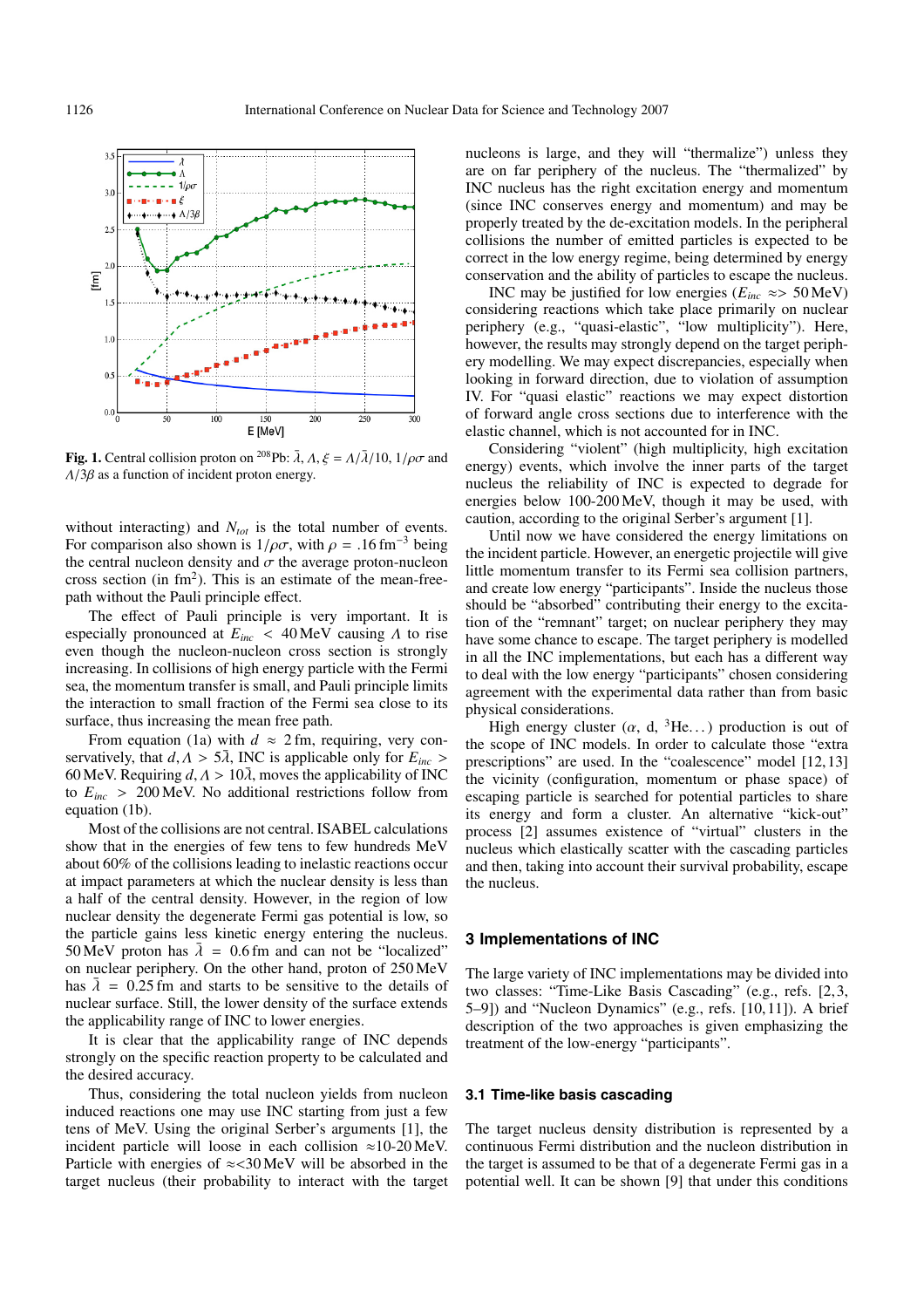**Fig. 1.** Central collision proton on $^{208}$Pb: $\bar{\lambda}$, $\Lambda$, $\xi = \Lambda/\bar{\lambda}/10$, $1/\rho\sigma$ and $\Lambda/3\beta$ as a function of incident proton energy.

without interacting) and $N_{tot}$ is the total number of events. For comparison also shown is $1/\rho\sigma$, with $\rho = .16\,\mathrm{fm}^{-3}$ being the central nucleon density and $\sigma$ the average proton-nucleon cross section (in fm$^2$). This is an estimate of the mean-free-path without the Pauli principle effect.

The effect of Pauli principle is very important. It is especially pronounced at $E_{inc} < 40$ MeV causing $\Lambda$ to rise even though the nucleon-nucleon cross section is strongly increasing. In collisions of high energy particle with the Fermi sea, the momentum transfer is small, and Pauli principle limits the interaction to small fraction of the Fermi sea close to its surface, thus increasing the mean free path.

From equation (1a) with $d \approx 2$ fm, requiring, very conservatively, that $d, \Lambda > 5\bar{\lambda}$, INC is applicable only for $E_{inc} > 60$ MeV. Requiring $d, \Lambda > 10\bar{\lambda}$, moves the applicability of INC to $E_{inc} > 200$ MeV. No additional restrictions follow from equation (1b).

Most of the collisions are not central. ISABEL calculations show that in the energies of few tens to few hundreds MeV about 60% of the collisions leading to inelastic reactions occur at impact parameters at which the nuclear density is less than a half of the central density. However, in the region of low nuclear density the degenerate Fermi gas potential is low, so the particle gains less kinetic energy entering the nucleus. 50 MeV proton has $\bar{\lambda} = 0.6$ fm and can not be "localized" on nuclear periphery. On the other hand, proton of 250 MeV has $\bar{\lambda} = 0.25$ fm and starts to be sensitive to the details of nuclear surface. Still, the lower density of the surface extends the applicability range of INC to lower energies.

It is clear that the applicability range of INC depends strongly on the specific reaction property to be calculated and the desired accuracy.

Thus, considering the total nucleon yields from nucleon induced reactions one may use INC starting from just a few tens of MeV. Using the original Serber's arguments [1], the incident particle will loose in each collision $\approx$10-20 MeV. Particle with energies of $\approx$<30 MeV will be absorbed in the target nucleus (their probability to interact with the target nucleons is large, and they will "thermalize") unless they are on far periphery of the nucleus. The "thermalized" by INC nucleus has the right excitation energy and momentum (since INC conserves energy and momentum) and may be properly treated by the de-excitation models. In the peripheral collisions the number of emitted particles is expected to be correct in the low energy regime, being determined by energy conservation and the ability of particles to escape the nucleus.

INC may be justified for low energies ($E_{inc} \approx> 50$ MeV) considering reactions which take place primarily on nuclear periphery (e.g., "quasi-elastic", "low multiplicity"). Here, however, the results may strongly depend on the target periphery modelling. We may expect discrepancies, especially when looking in forward direction, due to violation of assumption IV. For "quasi elastic" reactions we may expect distortion of forward angle cross sections due to interference with the elastic channel, which is not accounted for in INC.

Considering "violent" (high multiplicity, high excitation energy) events, which involve the inner parts of the target nucleus the reliability of INC is expected to degrade for energies below 100-200 MeV, though it may be used, with caution, according to the original Serber's argument [1].

Until now we have considered the energy limitations on the incident particle. However, an energetic projectile will give little momentum transfer to its Fermi sea collision partners, and create low energy "participants". Inside the nucleus those should be "absorbed" contributing their energy to the excitation of the "remnant" target; on nuclear periphery they may have some chance to escape. The target periphery is modelled in all the INC implementations, but each has a different way to deal with the low energy "participants" chosen considering agreement with the experimental data rather than from basic physical considerations.

High energy cluster ($\alpha$, d, $^3$He...) production is out of the scope of INC models. In order to calculate those "extra prescriptions" are used. In the "coalescence" model [12,13] the vicinity (configuration, momentum or phase space) of escaping particle is searched for potential particles to share its energy and form a cluster. An alternative "kick-out" process [2] assumes existence of "virtual" clusters in the nucleus which elastically scatter with the cascading particles and then, taking into account their survival probability, escape the nucleus.

## 3 Implementations of INC

The large variety of INC implementations may be divided into two classes: "Time-Like Basis Cascading" (e.g., refs. [2,3, 5–9]) and "Nucleon Dynamics" (e.g., refs. [10,11]). A brief description of the two approaches is given emphasizing the treatment of the low-energy "participants".

### 3.1 Time-like basis cascading

The target nucleus density distribution is represented by a continuous Fermi distribution and the nucleon distribution in the target is assumed to be that of a degenerate Fermi gas in a potential well. It can be shown [9] that under this conditions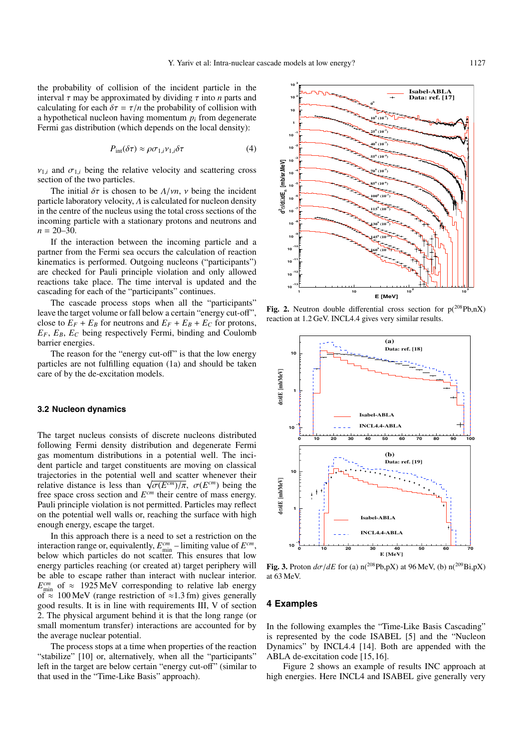the probability of collision of the incident particle in the interval $\tau$ may be approximated by dividing $\tau$ into $n$ parts and calculating for each $\delta\tau = \tau/n$ the probability of collision with a hypothetical nucleon having momentum $p_i$ from degenerate Fermi gas distribution (which depends on the local density):

$$P_{\text{int}}(\delta\tau) \approx \rho\sigma_{1,i}\nu_{1,i}\delta\tau \tag{4}$$

$\nu_{1,i}$ and $\sigma_{1,i}$ being the relative velocity and scattering cross section of the two particles.

The initial $\delta\tau$ is chosen to be $\Lambda/\nu n$, $\nu$ being the incident particle laboratory velocity, $\Lambda$ is calculated for nucleon density in the centre of the nucleus using the total cross sections of the incoming particle with a stationary protons and neutrons and $n = 20$–$30$.

If the interaction between the incoming particle and a partner from the Fermi sea occurs the calculation of reaction kinematics is performed. Outgoing nucleons ("participants") are checked for Pauli principle violation and only allowed reactions take place. The time interval is updated and the cascading for each of the "participants" continues.

The cascade process stops when all the "participants" leave the target volume or fall below a certain "energy cut-off", close to $E_F + E_B$ for neutrons and $E_F + E_B + E_C$ for protons, $E_F$, $E_B$, $E_C$ being respectively Fermi, binding and Coulomb barrier energies.

The reason for the "energy cut-off" is that the low energy particles are not fulfilling equation (1a) and should be taken care of by the de-excitation models.

### 3.2 Nucleon dynamics

The target nucleus consists of discrete nucleons distributed following Fermi density distribution and degenerate Fermi gas momentum distributions in a potential well. The incident particle and target constituents are moving on classical trajectories in the potential well and scatter whenever their relative distance is less than $\sqrt{\sigma(E^{cm})/\pi}$, $\sigma(E^{cm})$ being the free space cross section and $E^{cm}$ their centre of mass energy. Pauli principle violation is not permitted. Particles may reflect on the potential well walls or, reaching the surface with high enough energy, escape the target.

In this approach there is a need to set a restriction on the interaction range or, equivalently, $E^{cm}_{\min}$ – limiting value of $E^{cm}$, below which particles do not scatter. This ensures that low energy particles reaching (or created at) target periphery will be able to escape rather than interact with nuclear interior. $E^{cm}_{\min}$ of $\approx$ 1925 MeV corresponding to relative lab energy of $\approx$ 100 MeV (range restriction of $\approx$1.3 fm) gives generally good results. It is in line with requirements III, V of section 2. The physical argument behind it is that the long range (or small momentum transfer) interactions are accounted for by the average nuclear potential.

The process stops at a time when properties of the reaction "stabilize" [10] or, alternatively, when all the "participants" left in the target are below certain "energy cut-off" (similar to that used in the "Time-Like Basis" approach).

**Fig. 2.** Neutron double differential cross section for p($^{208}$Pb,nX) reaction at 1.2 GeV. INCL4.4 gives very similar results.

**Fig. 3.** Proton $d\sigma/dE$ for (a) n($^{208}$Pb,pX) at 96 MeV, (b) n($^{209}$Bi,pX) at 63 MeV.

## 4 Examples

In the following examples the "Time-Like Basis Cascading" is represented by the code ISABEL [5] and the "Nucleon Dynamics" by INCL4.4 [14]. Both are appended with the ABLA de-excitation code [15,16].

Figure 2 shows an example of results INC approach at high energies. Here INCL4 and ISABEL give generally very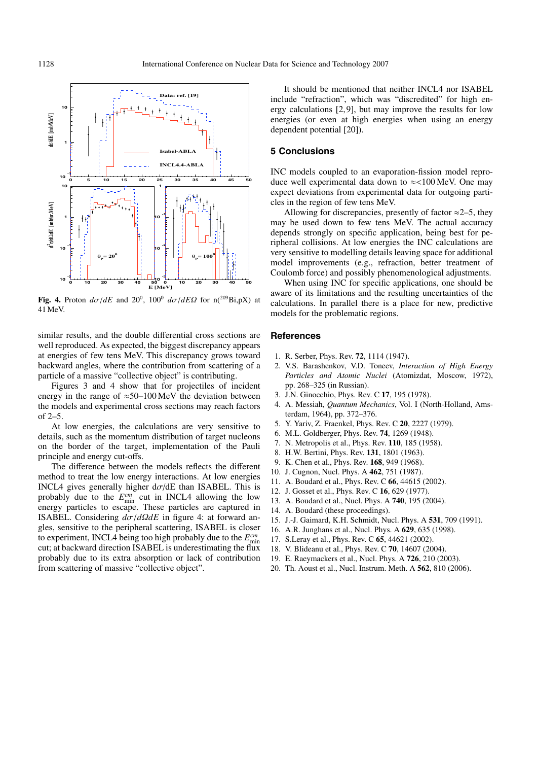Data: ref. [19]

Isabel-ABLA

INCL4.4-ABLA

dσ/dE [mb/MeV]

d²σ/dΩdE [mb/sr/MeV]

θp = 20°

θp = 100°

E [MeV]

**Fig. 4.** Proton $d\sigma/dE$ and $20^0$, $100^0$ $d\sigma/dE\Omega$ for n($^{209}$Bi,pX) at 41 MeV.

similar results, and the double differential cross sections are well reproduced. As expected, the biggest discrepancy appears at energies of few tens MeV. This discrepancy grows toward backward angles, where the contribution from scattering of a particle of a massive "collective object" is contributing.

Figures 3 and 4 show that for projectiles of incident energy in the range of ≈50–100 MeV the deviation between the models and experimental cross sections may reach factors of 2–5.

At low energies, the calculations are very sensitive to details, such as the momentum distribution of target nucleons on the border of the target, implementation of the Pauli principle and energy cut-offs.

The difference between the models reflects the different method to treat the low energy interactions. At low energies INCL4 gives generally higher dσ/dE than ISABEL. This is probably due to the $E^{cm}_{\min}$ cut in INCL4 allowing the low energy particles to escape. These particles are captured in ISABEL. Considering $d\sigma/d\Omega dE$ in figure 4: at forward angles, sensitive to the peripheral scattering, ISABEL is closer to experiment, INCL4 being too high probably due to the $E^{cm}_{\min}$ cut; at backward direction ISABEL is underestimating the flux probably due to its extra absorption or lack of contribution from scattering of massive "collective object".

It should be mentioned that neither INCL4 nor ISABEL include "refraction", which was "discredited" for high energy calculations [2,9], but may improve the results for low energies (or even at high energies when using an energy dependent potential [20]).

## 5 Conclusions

INC models coupled to an evaporation-fission model reproduce well experimental data down to ≈<100 MeV. One may expect deviations from experimental data for outgoing particles in the region of few tens MeV.

Allowing for discrepancies, presently of factor ≈2–5, they may be used down to few tens MeV. The actual accuracy depends strongly on specific application, being best for peripheral collisions. At low energies the INC calculations are very sensitive to modelling details leaving space for additional model improvements (e.g., refraction, better treatment of Coulomb force) and possibly phenomenological adjustments.

When using INC for specific applications, one should be aware of its limitations and the resulting uncertainties of the calculations. In parallel there is a place for new, predictive models for the problematic regions.

## References

1. R. Serber, Phys. Rev. **72**, 1114 (1947).
2. V.S. Barashenkov, V.D. Toneev, *Interaction of High Energy Particles and Atomic Nuclei* (Atomizdat, Moscow, 1972), pp. 268–325 (in Russian).
3. J.N. Ginocchio, Phys. Rev. C **17**, 195 (1978).
4. A. Messiah, *Quantum Mechanics*, Vol. I (North-Holland, Amsterdam, 1964), pp. 372–376.
5. Y. Yariv, Z. Fraenkel, Phys. Rev. C **20**, 2227 (1979).
6. M.L. Goldberger, Phys. Rev. **74**, 1269 (1948).
7. N. Metropolis et al., Phys. Rev. **110**, 185 (1958).
8. H.W. Bertini, Phys. Rev. **131**, 1801 (1963).
9. K. Chen et al., Phys. Rev. **168**, 949 (1968).
10. J. Cugnon, Nucl. Phys. A **462**, 751 (1987).
11. A. Boudard et al., Phys. Rev. C **66**, 44615 (2002).
12. J. Gosset et al., Phys. Rev. C **16**, 629 (1977).
13. A. Boudard et al., Nucl. Phys. A **740**, 195 (2004).
14. A. Boudard (these proceedings).
15. J.-J. Gaimard, K.H. Schmidt, Nucl. Phys. A **531**, 709 (1991).
16. A.R. Junghans et al., Nucl. Phys. A **629**, 635 (1998).
17. S.Leray et al., Phys. Rev. C **65**, 44621 (2002).
18. V. Blideanu et al., Phys. Rev. C **70**, 14607 (2004).
19. E. Raeymackers et al., Nucl. Phys. A **726**, 210 (2003).
20. Th. Aoust et al., Nucl. Instrum. Meth. A **562**, 810 (2006).